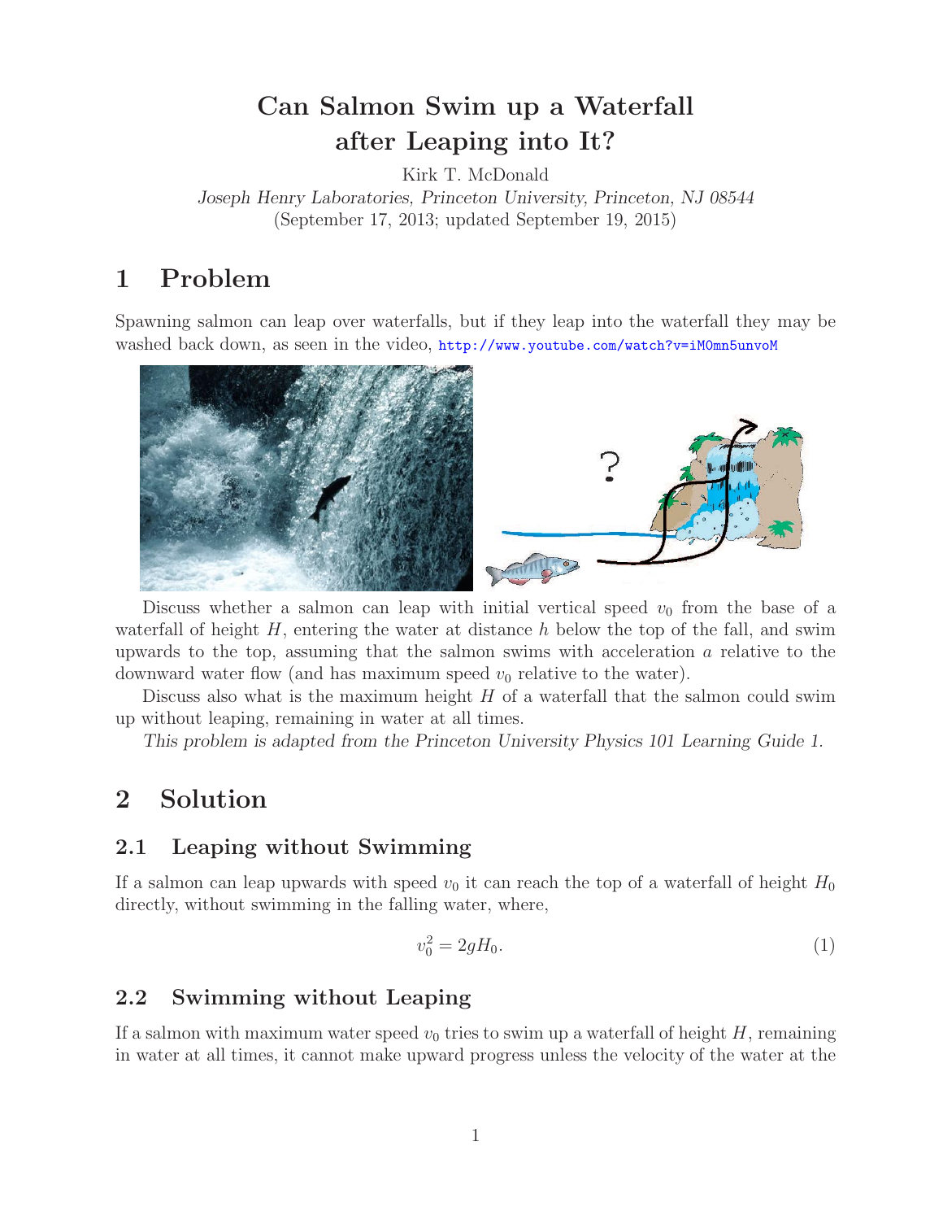# Can Salmon Swim up a Waterfall after Leaping into It?

Kirk T. McDonald

*Joseph Henry Laboratories, Princeton University, Princeton, NJ 08544*

(September 17, 2013; updated September 19, 2015)

## 1 Problem

Spawning salmon can leap over waterfalls, but if they leap into the waterfall they may be washed back down, as seen in the video, http://www.youtube.com/watch?v=iM0mn5unvoM

Discuss whether a salmon can leap with initial vertical speed $v_0$ from the base of a waterfall of height $H$, entering the water at distance $h$ below the top of the fall, and swim upwards to the top, assuming that the salmon swims with acceleration $a$ relative to the downward water flow (and has maximum speed $v_0$ relative to the water).

Discuss also what is the maximum height $H$ of a waterfall that the salmon could swim up without leaping, remaining in water at all times.

*This problem is adapted from the Princeton University Physics 101 Learning Guide 1.*

## 2 Solution

### 2.1 Leaping without Swimming

If a salmon can leap upwards with speed $v_0$ it can reach the top of a waterfall of height $H_0$ directly, without swimming in the falling water, where,

$$v_0^2 = 2gH_0. \tag{1}$$

### 2.2 Swimming without Leaping

If a salmon with maximum water speed $v_0$ tries to swim up a waterfall of height $H$, remaining in water at all times, it cannot make upward progress unless the velocity of the water at the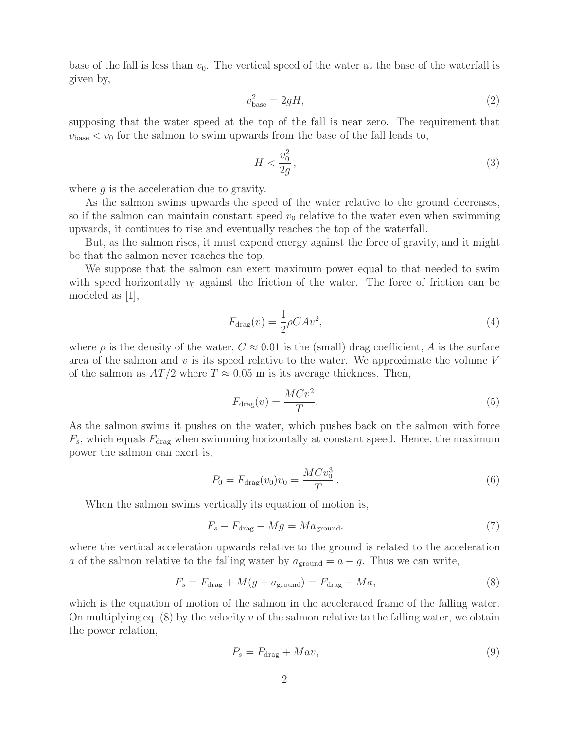base of the fall is less than $v_0$. The vertical speed of the water at the base of the waterfall is given by,

$$v_{\rm base}^2 = 2gH, \tag{2}$$

supposing that the water speed at the top of the fall is near zero. The requirement that $v_{\rm base} < v_0$ for the salmon to swim upwards from the base of the fall leads to,

$$H < \frac{v_0^2}{2g}, \tag{3}$$

where $g$ is the acceleration due to gravity.

As the salmon swims upwards the speed of the water relative to the ground decreases, so if the salmon can maintain constant speed $v_0$ relative to the water even when swimming upwards, it continues to rise and eventually reaches the top of the waterfall.

But, as the salmon rises, it must expend energy against the force of gravity, and it might be that the salmon never reaches the top.

We suppose that the salmon can exert maximum power equal to that needed to swim with speed horizontally $v_0$ against the friction of the water. The force of friction can be modeled as [1],

$$F_{\rm drag}(v) = \frac{1}{2}\rho C A v^2, \tag{4}$$

where $\rho$ is the density of the water, $C \approx 0.01$ is the (small) drag coefficient, $A$ is the surface area of the salmon and $v$ is its speed relative to the water. We approximate the volume $V$ of the salmon as $AT/2$ where $T \approx 0.05$ m is its average thickness. Then,

$$F_{\rm drag}(v) = \frac{MCv^2}{T}. \tag{5}$$

As the salmon swims it pushes on the water, which pushes back on the salmon with force $F_s$, which equals $F_{\rm drag}$ when swimming horizontally at constant speed. Hence, the maximum power the salmon can exert is,

$$P_0 = F_{\rm drag}(v_0)v_0 = \frac{MCv_0^3}{T}. \tag{6}$$

When the salmon swims vertically its equation of motion is,

$$F_s - F_{\rm drag} - Mg = Ma_{\rm ground}. \tag{7}$$

where the vertical acceleration upwards relative to the ground is related to the acceleration $a$ of the salmon relative to the falling water by $a_{\rm ground} = a - g$. Thus we can write,

$$F_s = F_{\rm drag} + M(g + a_{\rm ground}) = F_{\rm drag} + Ma, \tag{8}$$

which is the equation of motion of the salmon in the accelerated frame of the falling water. On multiplying eq. (8) by the velocity $v$ of the salmon relative to the falling water, we obtain the power relation,

$$P_s = P_{\rm drag} + Mav, \tag{9}$$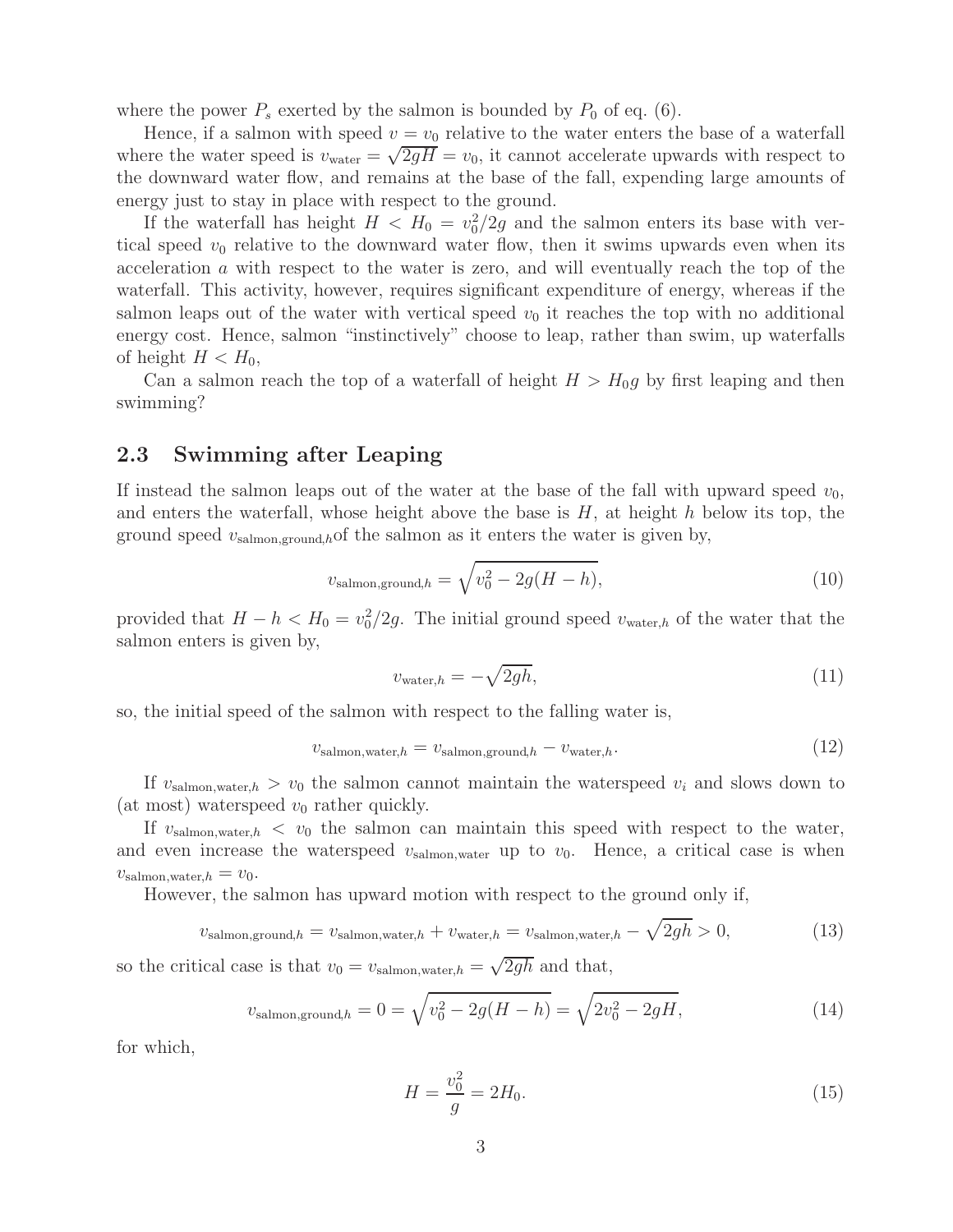where the power $P_s$ exerted by the salmon is bounded by $P_0$ of eq. (6).

Hence, if a salmon with speed $v = v_0$ relative to the water enters the base of a waterfall where the water speed is $v_{\rm water} = \sqrt{2gH} = v_0$, it cannot accelerate upwards with respect to the downward water flow, and remains at the base of the fall, expending large amounts of energy just to stay in place with respect to the ground.

If the waterfall has height $H < H_0 = v_0^2/2g$ and the salmon enters its base with vertical speed $v_0$ relative to the downward water flow, then it swims upwards even when its acceleration $a$ with respect to the water is zero, and will eventually reach the top of the waterfall. This activity, however, requires significant expenditure of energy, whereas if the salmon leaps out of the water with vertical speed $v_0$ it reaches the top with no additional energy cost. Hence, salmon "instinctively" choose to leap, rather than swim, up waterfalls of height $H < H_0$,

Can a salmon reach the top of a waterfall of height $H > H_0 g$ by first leaping and then swimming?

## 2.3 Swimming after Leaping

If instead the salmon leaps out of the water at the base of the fall with upward speed $v_0$, and enters the waterfall, whose height above the base is $H$, at height $h$ below its top, the ground speed $v_{\rm salmon,ground,\mathit{h}}$of the salmon as it enters the water is given by,

$$v_{\rm salmon,ground,\mathit{h}} = \sqrt{v_0^2 - 2g(H-h)}, \tag{10}$$

provided that $H - h < H_0 = v_0^2/2g$. The initial ground speed $v_{\rm water,\mathit{h}}$ of the water that the salmon enters is given by,

$$v_{\rm water,\mathit{h}} = -\sqrt{2gh}, \tag{11}$$

so, the initial speed of the salmon with respect to the falling water is,

$$v_{\rm salmon,water,\mathit{h}} = v_{\rm salmon,ground,\mathit{h}} - v_{\rm water,\mathit{h}}. \tag{12}$$

If $v_{\rm salmon,water,\mathit{h}} > v_0$ the salmon cannot maintain the waterspeed $v_i$ and slows down to (at most) waterspeed $v_0$ rather quickly.

If $v_{\rm salmon,water,\mathit{h}} < v_0$ the salmon can maintain this speed with respect to the water, and even increase the waterspeed $v_{\rm salmon,water}$ up to $v_0$. Hence, a critical case is when $v_{\rm salmon,water,\mathit{h}} = v_0$.

However, the salmon has upward motion with respect to the ground only if,

$$v_{\rm salmon,ground,\mathit{h}} = v_{\rm salmon,water,\mathit{h}} + v_{\rm water,\mathit{h}} = v_{\rm salmon,water,\mathit{h}} - \sqrt{2gh} > 0, \tag{13}$$

so the critical case is that $v_0 = v_{\rm salmon,water,\mathit{h}} = \sqrt{2gh}$ and that,

$$v_{\rm salmon,ground,\mathit{h}} = 0 = \sqrt{v_0^2 - 2g(H-h)} = \sqrt{2v_0^2 - 2gH}, \tag{14}$$

for which,

$$H = \frac{v_0^2}{g} = 2H_0. \tag{15}$$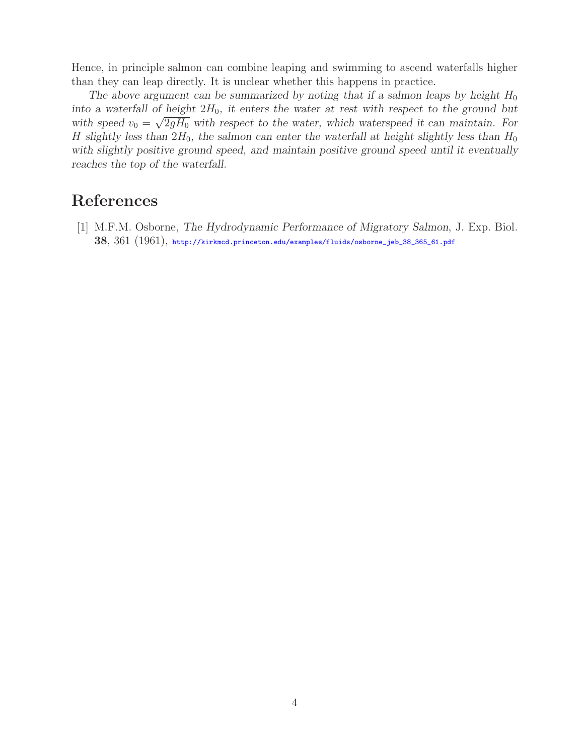Hence, in principle salmon can combine leaping and swimming to ascend waterfalls higher than they can leap directly. It is unclear whether this happens in practice.

*The above argument can be summarized by noting that if a salmon leaps by height $H_0$ into a waterfall of height $2H_0$, it enters the water at rest with respect to the ground but with speed $v_0 = \sqrt{2gH_0}$ with respect to the water, which waterspeed it can maintain. For $H$ slightly less than $2H_0$, the salmon can enter the waterfall at height slightly less than $H_0$ with slightly positive ground speed, and maintain positive ground speed until it eventually reaches the top of the waterfall.*

## References

[1] M.F.M. Osborne, *The Hydrodynamic Performance of Migratory Salmon*, J. Exp. Biol. **38**, 361 (1961), http://kirkmcd.princeton.edu/examples/fluids/osborne_jeb_38_365_61.pdf